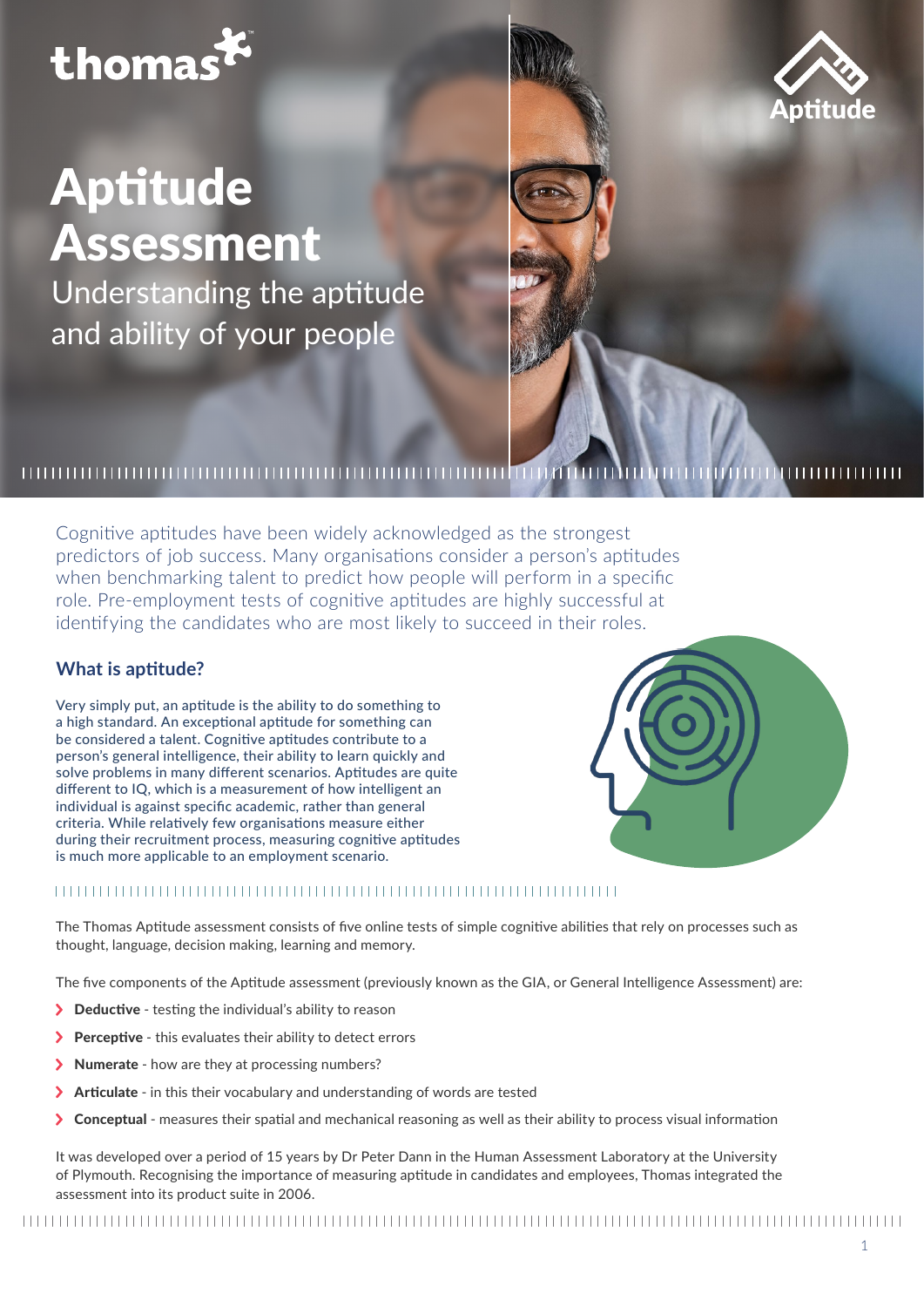thomas

Aptitude

# Aptitude Assessment

Understanding the aptitude and ability of your people

Cognitive aptitudes have been widely acknowledged as the strongest predictors of job success. Many organisations consider a person's aptitudes when benchmarking talent to predict how people will perform in a specific role. Pre-employment tests of cognitive aptitudes are highly successful at identifying the candidates who are most likely to succeed in their roles.

## What is aptitude?

Very simply put, an aptitude is the ability to do something to a high standard. An exceptional aptitude for something can be considered a talent. Cognitive aptitudes contribute to a person's general intelligence, their ability to learn quickly and solve problems in many different scenarios. Aptitudes are quite different to IQ, which is a measurement of how intelligent an individual is against specific academic, rather than general criteria. While relatively few organisations measure either during their recruitment process, measuring cognitive aptitudes is much more applicable to an employment scenario.

The Thomas Aptitude assessment consists of five online tests of simple cognitive abilities that rely on processes such as thought, language, decision making, learning and memory.

The five components of the Aptitude assessment (previously known as the GIA, or General Intelligence Assessment) are:

- **Deductive** - testing the individual's ability to reason
- **Perceptive** - this evaluates their ability to detect errors
- **Numerate** - how are they at processing numbers?
- **Articulate** - in this their vocabulary and understanding of words are tested
- **Conceptual** - measures their spatial and mechanical reasoning as well as their ability to process visual information

It was developed over a period of 15 years by Dr Peter Dann in the Human Assessment Laboratory at the University of Plymouth. Recognising the importance of measuring aptitude in candidates and employees, Thomas integrated the assessment into its product suite in 2006.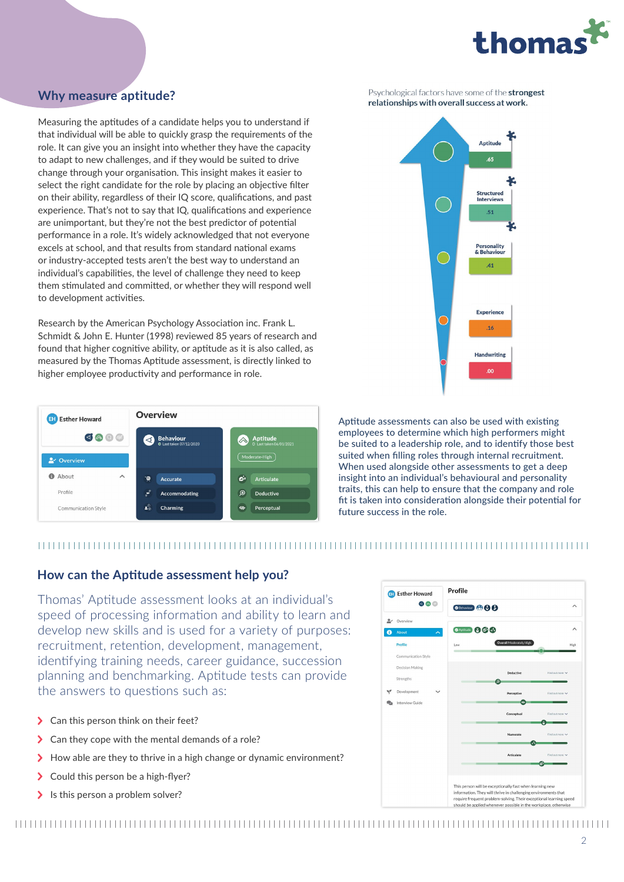## Why measure aptitude?

Measuring the aptitudes of a candidate helps you to understand if that individual will be able to quickly grasp the requirements of the role. It can give you an insight into whether they have the capacity to adapt to new challenges, and if they would be suited to drive change through your organisation. This insight makes it easier to select the right candidate for the role by placing an objective filter on their ability, regardless of their IQ score, qualifications, and past experience. That's not to say that IQ, qualifications and experience are unimportant, but they're not the best predictor of potential performance in a role. It's widely acknowledged that not everyone excels at school, and that results from standard national exams or industry-accepted tests aren't the best way to understand an individual's capabilities, the level of challenge they need to keep them stimulated and committed, or whether they will respond well to development activities.

Research by the American Psychology Association inc. Frank L. Schmidt & John E. Hunter (1998) reviewed 85 years of research and found that higher cognitive ability, or aptitude as it is also called, as measured by the Thomas Aptitude assessment, is directly linked to higher employee productivity and performance in role.

Psychological factors have some of the **strongest relationships with overall success at work.**

| Factor | Correlation |
|---|---|
| Aptitude | .65 |
| Structured Interviews | .51 |
| Personality & Behaviour | .41 |
| Experience | .16 |
| Handwriting | .00 |

Aptitude assessments can also be used with existing employees to determine which high performers might be suited to a leadership role, and to identify those best suited when filling roles through internal recruitment. When used alongside other assessments to get a deep insight into an individual's behavioural and personality traits, this can help to ensure that the company and role fit is taken into consideration alongside their potential for future success in the role.

## How can the Aptitude assessment help you?

Thomas' Aptitude assessment looks at an individual's speed of processing information and ability to learn and develop new skills and is used for a variety of purposes: recruitment, retention, development, management, identifying training needs, career guidance, succession planning and benchmarking. Aptitude tests can provide the answers to questions such as:

- Can this person think on their feet?
- Can they cope with the mental demands of a role?
- How able are they to thrive in a high change or dynamic environment?
- Could this person be a high-flyer?
- Is this person a problem solver?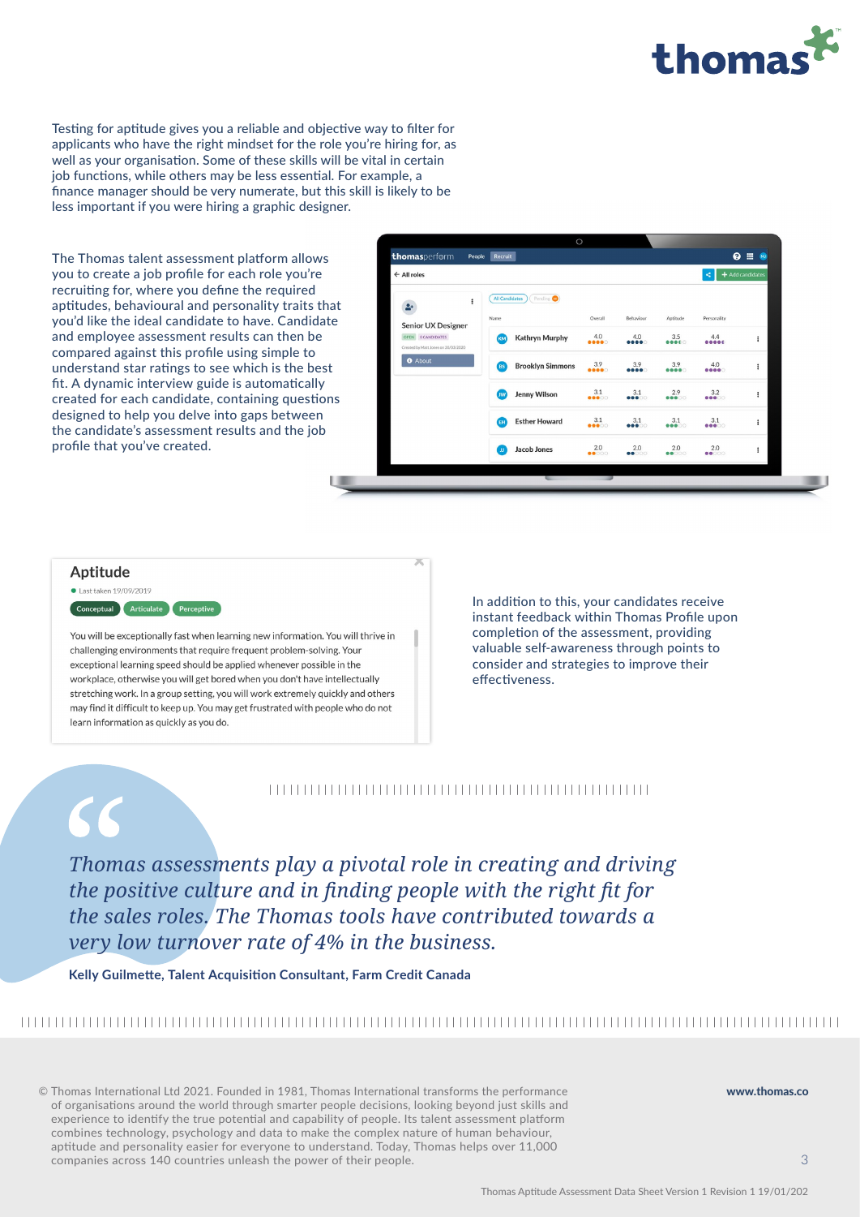Testing for aptitude gives you a reliable and objective way to filter for applicants who have the right mindset for the role you're hiring for, as well as your organisation. Some of these skills will be vital in certain job functions, while others may be less essential. For example, a finance manager should be very numerate, but this skill is likely to be less important if you were hiring a graphic designer.

The Thomas talent assessment platform allows you to create a job profile for each role you're recruiting for, where you define the required aptitudes, behavioural and personality traits that you'd like the ideal candidate to have. Candidate and employee assessment results can then be compared against this profile using simple to understand star ratings to see which is the best fit. A dynamic interview guide is automatically created for each candidate, containing questions designed to help you delve into gaps between the candidate's assessment results and the job profile that you've created.

In addition to this, your candidates receive instant feedback within Thomas Profile upon completion of the assessment, providing valuable self-awareness through points to consider and strategies to improve their effectiveness.

> *Thomas assessments play a pivotal role in creating and driving the positive culture and in finding people with the right fit for the sales roles. The Thomas tools have contributed towards a very low turnover rate of 4% in the business.*
>
> **Kelly Guilmette, Talent Acquisition Consultant, Farm Credit Canada**

© Thomas International Ltd 2021. Founded in 1981, Thomas International transforms the performance of organisations around the world through smarter people decisions, looking beyond just skills and experience to identify the true potential and capability of people. Its talent assessment platform combines technology, psychology and data to make the complex nature of human behaviour, aptitude and personality easier for everyone to understand. Today, Thomas helps over 11,000 companies across 140 countries unleash the power of their people.

**www.thomas.co**

Thomas Aptitude Assessment Data Sheet Version 1 Revision 1 19/01/202